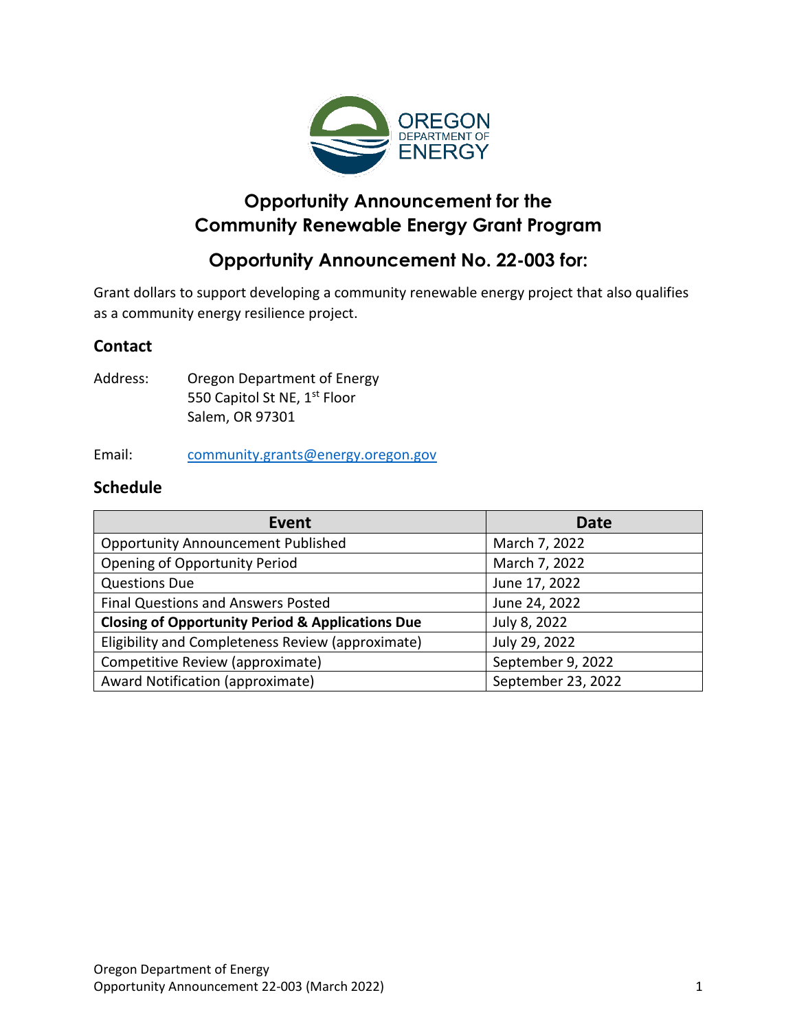# Opportunity Announcement for the Community Renewable Energy Grant Program

## Opportunity Announcement No. 22-003 for:

Grant dollars to support developing a community renewable energy project that also qualifies as a community energy resilience project.

### Contact

Address: Oregon Department of Energy
550 Capitol St NE, 1st Floor
Salem, OR 97301

Email: community.grants@energy.oregon.gov

### Schedule

| Event | Date |
|---|---|
| Opportunity Announcement Published | March 7, 2022 |
| Opening of Opportunity Period | March 7, 2022 |
| Questions Due | June 17, 2022 |
| Final Questions and Answers Posted | June 24, 2022 |
| **Closing of Opportunity Period & Applications Due** | July 8, 2022 |
| Eligibility and Completeness Review (approximate) | July 29, 2022 |
| Competitive Review (approximate) | September 9, 2022 |
| Award Notification (approximate) | September 23, 2022 |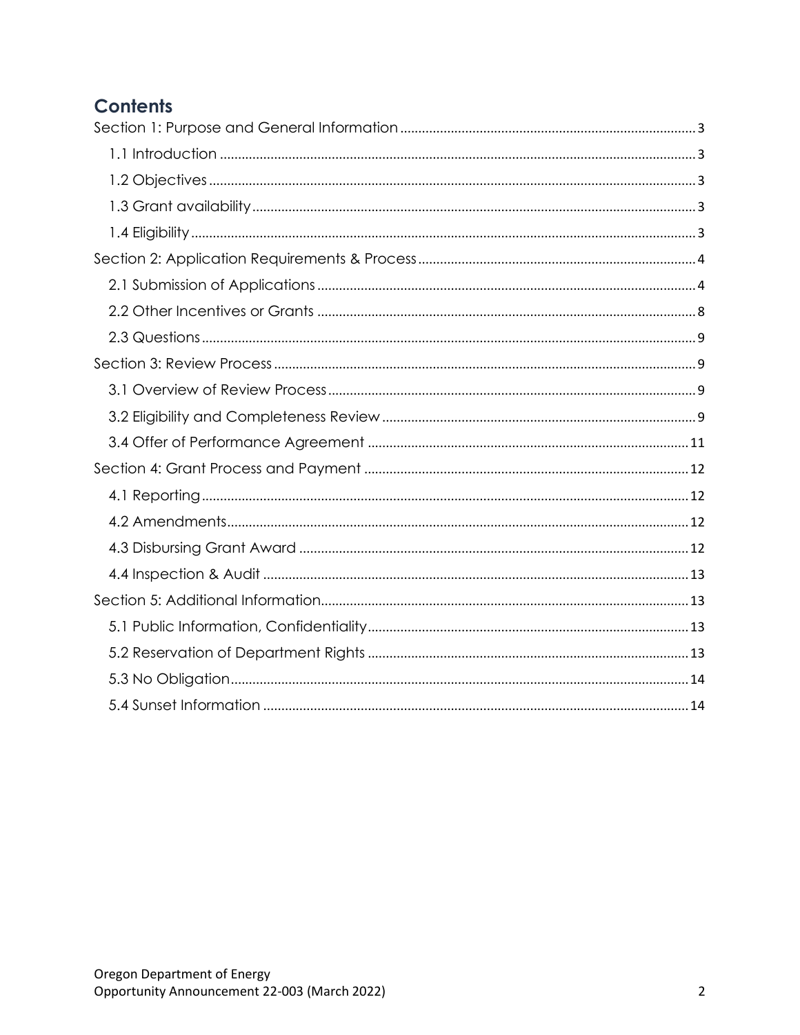## Contents

- Section 1: Purpose and General Information ..... 3
  - 1.1 Introduction ..... 3
  - 1.2 Objectives ..... 3
  - 1.3 Grant availability ..... 3
  - 1.4 Eligibility ..... 3
- Section 2: Application Requirements & Process ..... 4
  - 2.1 Submission of Applications ..... 4
  - 2.2 Other Incentives or Grants ..... 8
  - 2.3 Questions ..... 9
- Section 3: Review Process ..... 9
  - 3.1 Overview of Review Process ..... 9
  - 3.2 Eligibility and Completeness Review ..... 9
  - 3.4 Offer of Performance Agreement ..... 11
- Section 4: Grant Process and Payment ..... 12
  - 4.1 Reporting ..... 12
  - 4.2 Amendments ..... 12
  - 4.3 Disbursing Grant Award ..... 12
  - 4.4 Inspection & Audit ..... 13
- Section 5: Additional Information ..... 13
  - 5.1 Public Information, Confidentiality ..... 13
  - 5.2 Reservation of Department Rights ..... 13
  - 5.3 No Obligation ..... 14
  - 5.4 Sunset Information ..... 14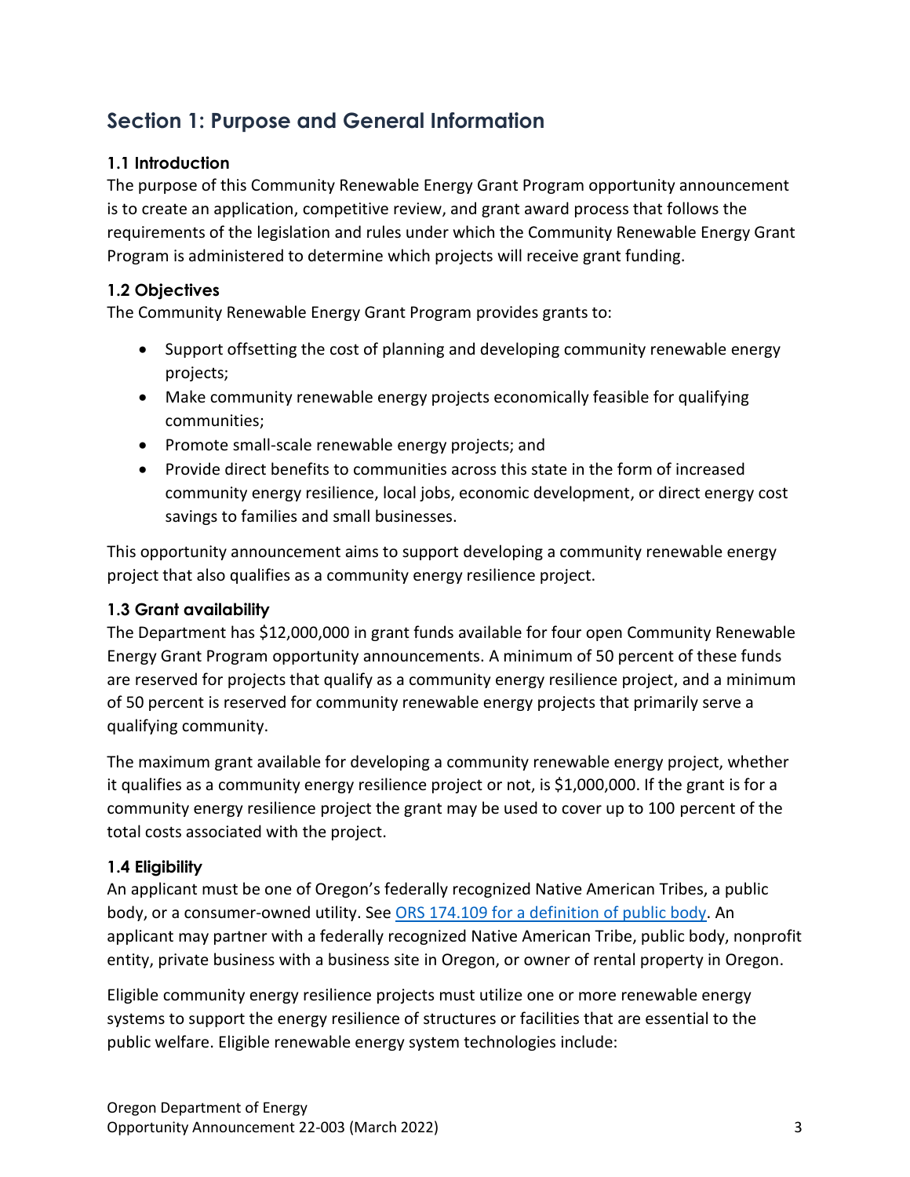## Section 1: Purpose and General Information

### 1.1 Introduction

The purpose of this Community Renewable Energy Grant Program opportunity announcement is to create an application, competitive review, and grant award process that follows the requirements of the legislation and rules under which the Community Renewable Energy Grant Program is administered to determine which projects will receive grant funding.

### 1.2 Objectives

The Community Renewable Energy Grant Program provides grants to:

- Support offsetting the cost of planning and developing community renewable energy projects;
- Make community renewable energy projects economically feasible for qualifying communities;
- Promote small-scale renewable energy projects; and
- Provide direct benefits to communities across this state in the form of increased community energy resilience, local jobs, economic development, or direct energy cost savings to families and small businesses.

This opportunity announcement aims to support developing a community renewable energy project that also qualifies as a community energy resilience project.

### 1.3 Grant availability

The Department has $12,000,000 in grant funds available for four open Community Renewable Energy Grant Program opportunity announcements. A minimum of 50 percent of these funds are reserved for projects that qualify as a community energy resilience project, and a minimum of 50 percent is reserved for community renewable energy projects that primarily serve a qualifying community.

The maximum grant available for developing a community renewable energy project, whether it qualifies as a community energy resilience project or not, is $1,000,000. If the grant is for a community energy resilience project the grant may be used to cover up to 100 percent of the total costs associated with the project.

### 1.4 Eligibility

An applicant must be one of Oregon's federally recognized Native American Tribes, a public body, or a consumer-owned utility. See [ORS 174.109 for a definition of public body](). An applicant may partner with a federally recognized Native American Tribe, public body, nonprofit entity, private business with a business site in Oregon, or owner of rental property in Oregon.

Eligible community energy resilience projects must utilize one or more renewable energy systems to support the energy resilience of structures or facilities that are essential to the public welfare. Eligible renewable energy system technologies include: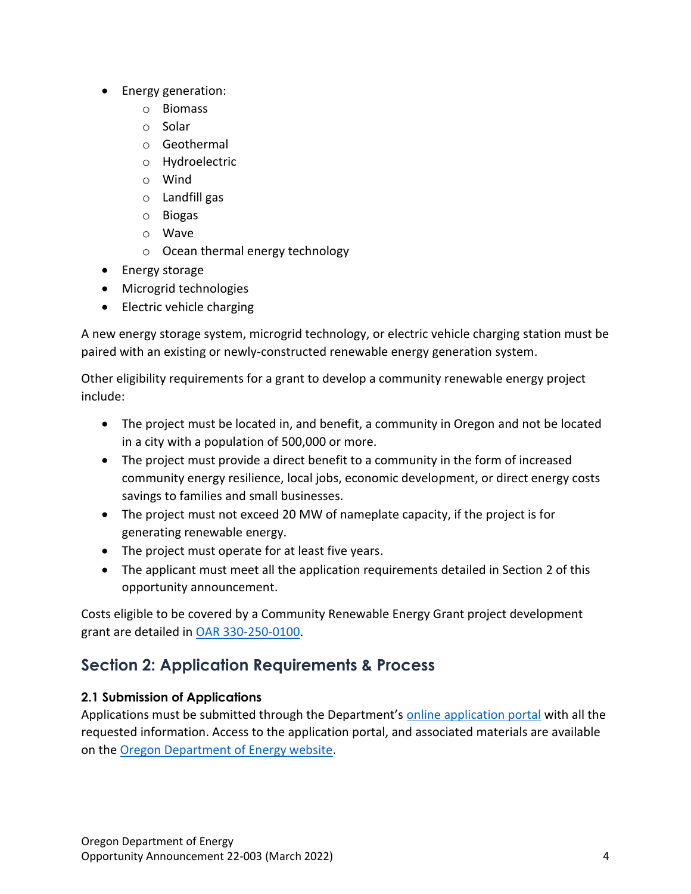- Energy generation:
  - Biomass
  - Solar
  - Geothermal
  - Hydroelectric
  - Wind
  - Landfill gas
  - Biogas
  - Wave
  - Ocean thermal energy technology
- Energy storage
- Microgrid technologies
- Electric vehicle charging

A new energy storage system, microgrid technology, or electric vehicle charging station must be paired with an existing or newly-constructed renewable energy generation system.

Other eligibility requirements for a grant to develop a community renewable energy project include:

- The project must be located in, and benefit, a community in Oregon and not be located in a city with a population of 500,000 or more.
- The project must provide a direct benefit to a community in the form of increased community energy resilience, local jobs, economic development, or direct energy costs savings to families and small businesses.
- The project must not exceed 20 MW of nameplate capacity, if the project is for generating renewable energy.
- The project must operate for at least five years.
- The applicant must meet all the application requirements detailed in Section 2 of this opportunity announcement.

Costs eligible to be covered by a Community Renewable Energy Grant project development grant are detailed in OAR 330-250-0100.

## Section 2: Application Requirements & Process

### 2.1 Submission of Applications

Applications must be submitted through the Department's online application portal with all the requested information. Access to the application portal, and associated materials are available on the Oregon Department of Energy website.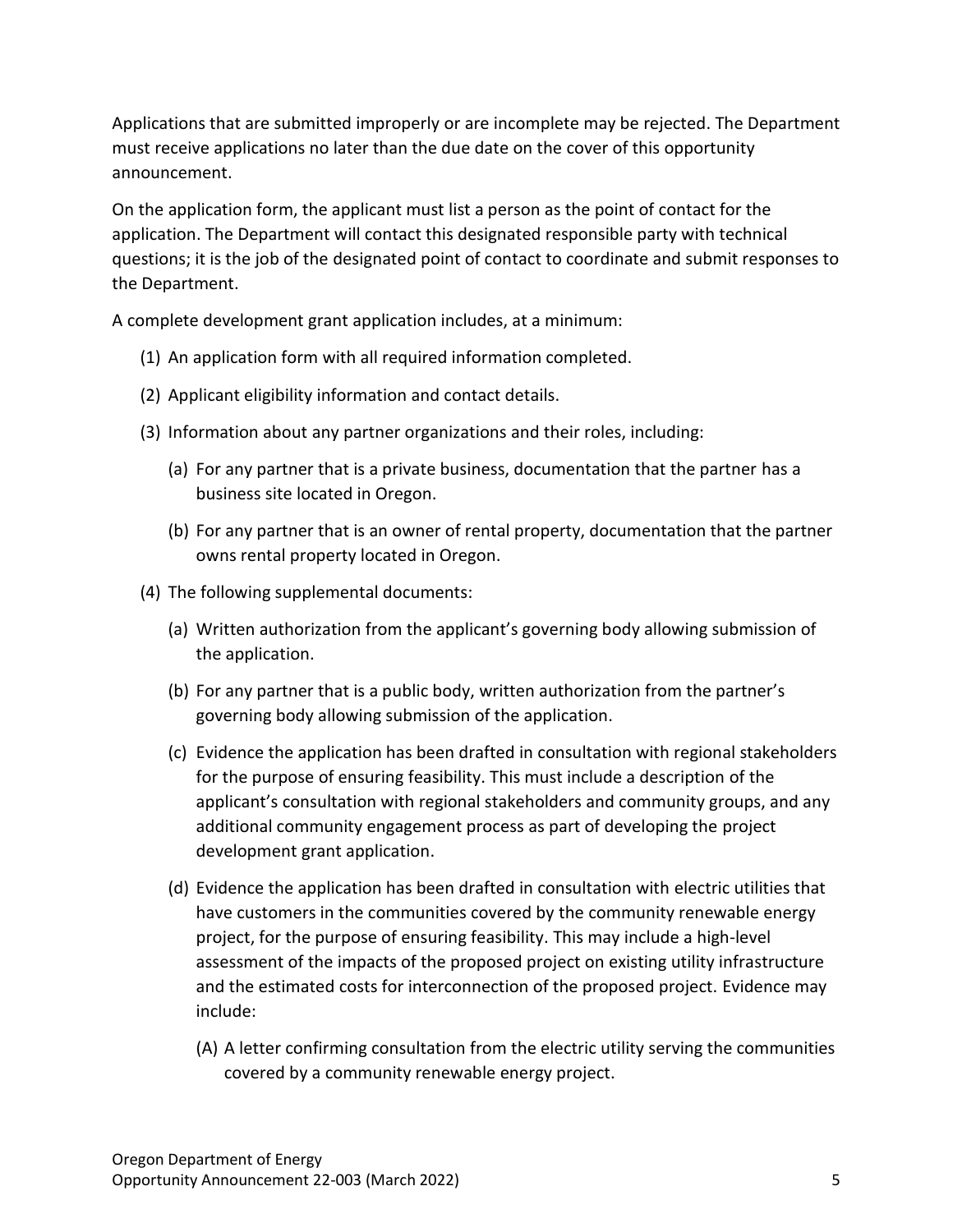Applications that are submitted improperly or are incomplete may be rejected. The Department must receive applications no later than the due date on the cover of this opportunity announcement.

On the application form, the applicant must list a person as the point of contact for the application. The Department will contact this designated responsible party with technical questions; it is the job of the designated point of contact to coordinate and submit responses to the Department.

A complete development grant application includes, at a minimum:

(1) An application form with all required information completed.

(2) Applicant eligibility information and contact details.

(3) Information about any partner organizations and their roles, including:

  (a) For any partner that is a private business, documentation that the partner has a business site located in Oregon.

  (b) For any partner that is an owner of rental property, documentation that the partner owns rental property located in Oregon.

(4) The following supplemental documents:

  (a) Written authorization from the applicant's governing body allowing submission of the application.

  (b) For any partner that is a public body, written authorization from the partner's governing body allowing submission of the application.

  (c) Evidence the application has been drafted in consultation with regional stakeholders for the purpose of ensuring feasibility. This must include a description of the applicant's consultation with regional stakeholders and community groups, and any additional community engagement process as part of developing the project development grant application.

  (d) Evidence the application has been drafted in consultation with electric utilities that have customers in the communities covered by the community renewable energy project, for the purpose of ensuring feasibility. This may include a high-level assessment of the impacts of the proposed project on existing utility infrastructure and the estimated costs for interconnection of the proposed project. Evidence may include:

    (A) A letter confirming consultation from the electric utility serving the communities covered by a community renewable energy project.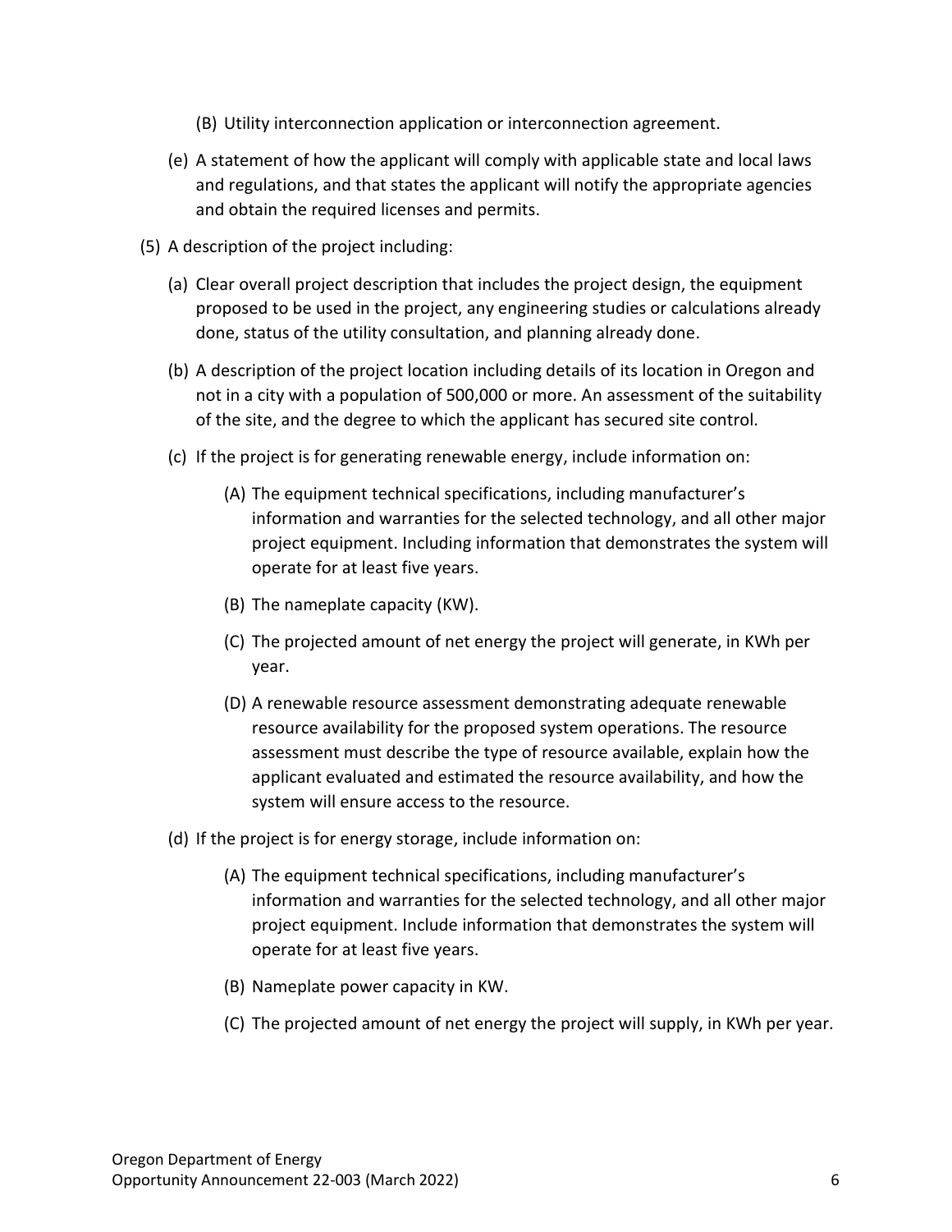(B) Utility interconnection application or interconnection agreement.

(e) A statement of how the applicant will comply with applicable state and local laws and regulations, and that states the applicant will notify the appropriate agencies and obtain the required licenses and permits.

(5) A description of the project including:

(a) Clear overall project description that includes the project design, the equipment proposed to be used in the project, any engineering studies or calculations already done, status of the utility consultation, and planning already done.

(b) A description of the project location including details of its location in Oregon and not in a city with a population of 500,000 or more. An assessment of the suitability of the site, and the degree to which the applicant has secured site control.

(c) If the project is for generating renewable energy, include information on:

(A) The equipment technical specifications, including manufacturer's information and warranties for the selected technology, and all other major project equipment. Including information that demonstrates the system will operate for at least five years.

(B) The nameplate capacity (KW).

(C) The projected amount of net energy the project will generate, in KWh per year.

(D) A renewable resource assessment demonstrating adequate renewable resource availability for the proposed system operations. The resource assessment must describe the type of resource available, explain how the applicant evaluated and estimated the resource availability, and how the system will ensure access to the resource.

(d) If the project is for energy storage, include information on:

(A) The equipment technical specifications, including manufacturer's information and warranties for the selected technology, and all other major project equipment. Include information that demonstrates the system will operate for at least five years.

(B) Nameplate power capacity in KW.

(C) The projected amount of net energy the project will supply, in KWh per year.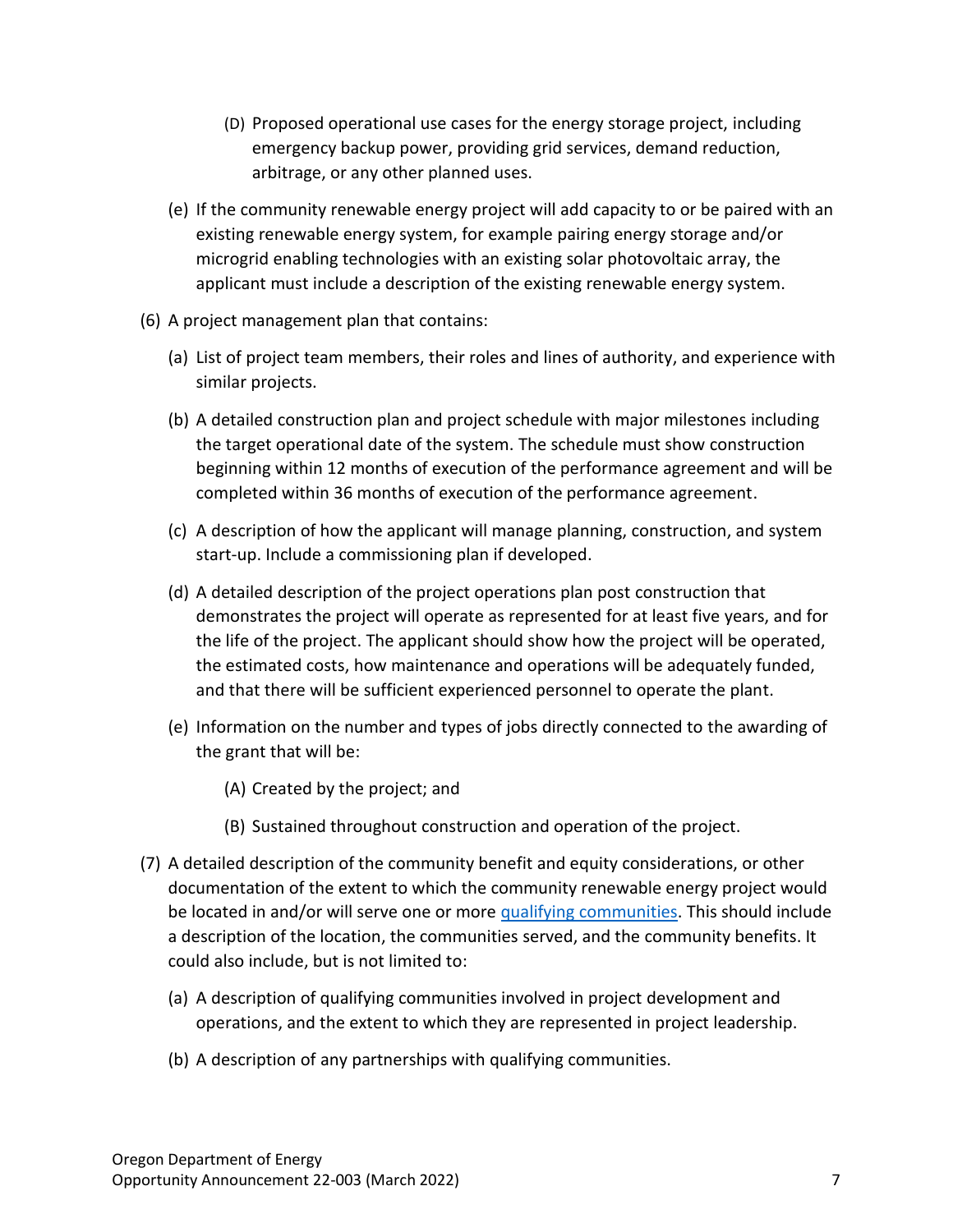(D) Proposed operational use cases for the energy storage project, including emergency backup power, providing grid services, demand reduction, arbitrage, or any other planned uses.

(e) If the community renewable energy project will add capacity to or be paired with an existing renewable energy system, for example pairing energy storage and/or microgrid enabling technologies with an existing solar photovoltaic array, the applicant must include a description of the existing renewable energy system.

(6) A project management plan that contains:

(a) List of project team members, their roles and lines of authority, and experience with similar projects.

(b) A detailed construction plan and project schedule with major milestones including the target operational date of the system. The schedule must show construction beginning within 12 months of execution of the performance agreement and will be completed within 36 months of execution of the performance agreement.

(c) A description of how the applicant will manage planning, construction, and system start-up. Include a commissioning plan if developed.

(d) A detailed description of the project operations plan post construction that demonstrates the project will operate as represented for at least five years, and for the life of the project. The applicant should show how the project will be operated, the estimated costs, how maintenance and operations will be adequately funded, and that there will be sufficient experienced personnel to operate the plant.

(e) Information on the number and types of jobs directly connected to the awarding of the grant that will be:

(A) Created by the project; and

(B) Sustained throughout construction and operation of the project.

(7) A detailed description of the community benefit and equity considerations, or other documentation of the extent to which the community renewable energy project would be located in and/or will serve one or more qualifying communities. This should include a description of the location, the communities served, and the community benefits. It could also include, but is not limited to:

(a) A description of qualifying communities involved in project development and operations, and the extent to which they are represented in project leadership.

(b) A description of any partnerships with qualifying communities.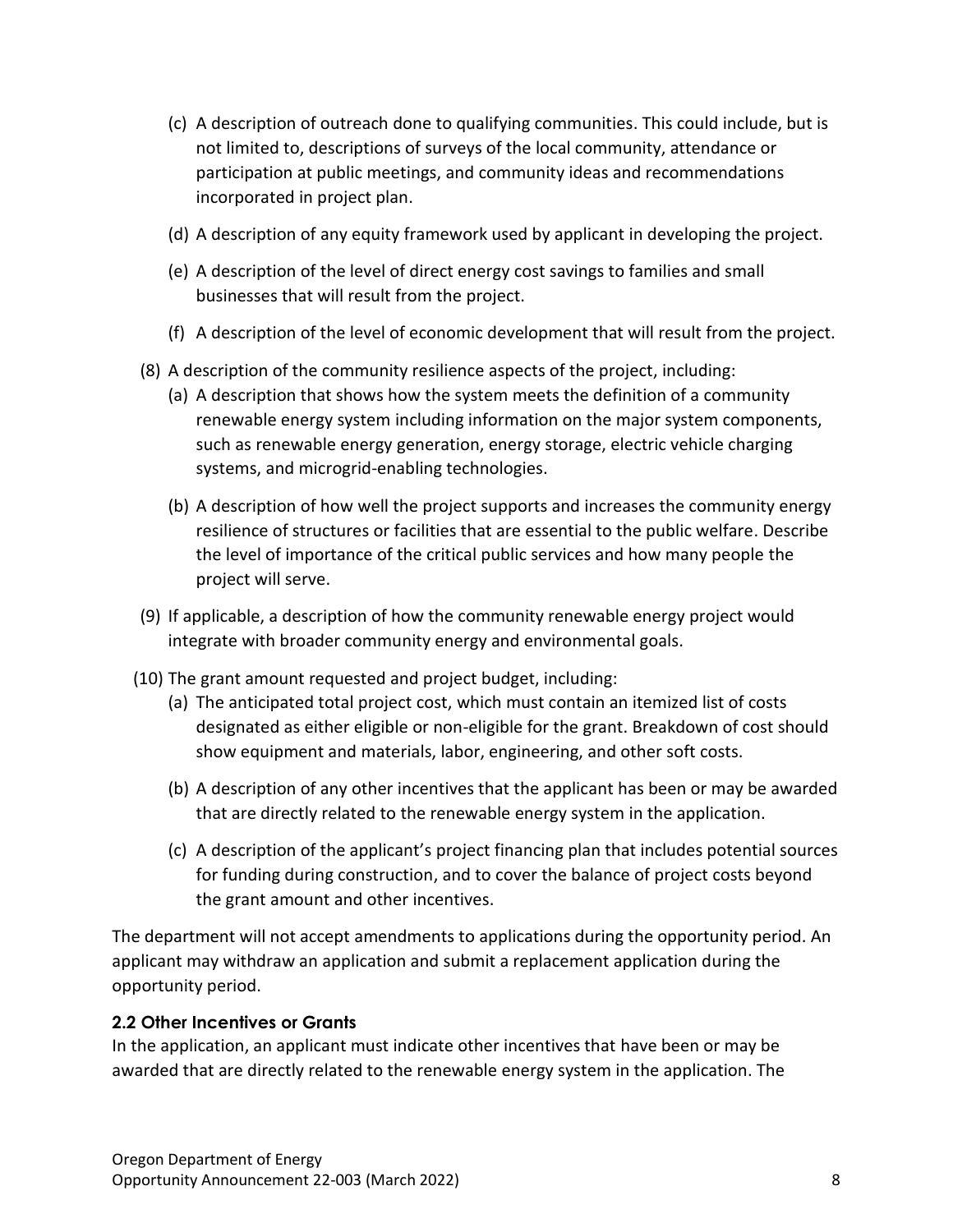(c) A description of outreach done to qualifying communities. This could include, but is not limited to, descriptions of surveys of the local community, attendance or participation at public meetings, and community ideas and recommendations incorporated in project plan.

(d) A description of any equity framework used by applicant in developing the project.

(e) A description of the level of direct energy cost savings to families and small businesses that will result from the project.

(f) A description of the level of economic development that will result from the project.

(8) A description of the community resilience aspects of the project, including:

(a) A description that shows how the system meets the definition of a community renewable energy system including information on the major system components, such as renewable energy generation, energy storage, electric vehicle charging systems, and microgrid-enabling technologies.

(b) A description of how well the project supports and increases the community energy resilience of structures or facilities that are essential to the public welfare. Describe the level of importance of the critical public services and how many people the project will serve.

(9) If applicable, a description of how the community renewable energy project would integrate with broader community energy and environmental goals.

(10) The grant amount requested and project budget, including:

(a) The anticipated total project cost, which must contain an itemized list of costs designated as either eligible or non-eligible for the grant. Breakdown of cost should show equipment and materials, labor, engineering, and other soft costs.

(b) A description of any other incentives that the applicant has been or may be awarded that are directly related to the renewable energy system in the application.

(c) A description of the applicant's project financing plan that includes potential sources for funding during construction, and to cover the balance of project costs beyond the grant amount and other incentives.

The department will not accept amendments to applications during the opportunity period. An applicant may withdraw an application and submit a replacement application during the opportunity period.

### 2.2 Other Incentives or Grants

In the application, an applicant must indicate other incentives that have been or may be awarded that are directly related to the renewable energy system in the application. The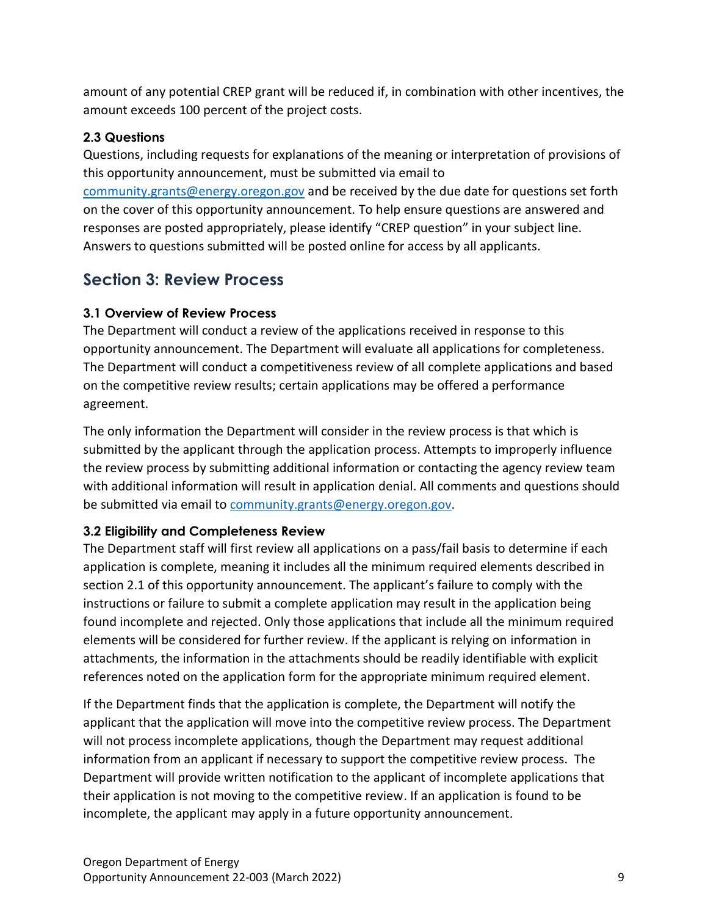amount of any potential CREP grant will be reduced if, in combination with other incentives, the amount exceeds 100 percent of the project costs.

### 2.3 Questions

Questions, including requests for explanations of the meaning or interpretation of provisions of this opportunity announcement, must be submitted via email to community.grants@energy.oregon.gov and be received by the due date for questions set forth on the cover of this opportunity announcement. To help ensure questions are answered and responses are posted appropriately, please identify "CREP question" in your subject line. Answers to questions submitted will be posted online for access by all applicants.

## Section 3: Review Process

### 3.1 Overview of Review Process

The Department will conduct a review of the applications received in response to this opportunity announcement. The Department will evaluate all applications for completeness. The Department will conduct a competitiveness review of all complete applications and based on the competitive review results; certain applications may be offered a performance agreement.

The only information the Department will consider in the review process is that which is submitted by the applicant through the application process. Attempts to improperly influence the review process by submitting additional information or contacting the agency review team with additional information will result in application denial. All comments and questions should be submitted via email to community.grants@energy.oregon.gov.

### 3.2 Eligibility and Completeness Review

The Department staff will first review all applications on a pass/fail basis to determine if each application is complete, meaning it includes all the minimum required elements described in section 2.1 of this opportunity announcement. The applicant's failure to comply with the instructions or failure to submit a complete application may result in the application being found incomplete and rejected. Only those applications that include all the minimum required elements will be considered for further review. If the applicant is relying on information in attachments, the information in the attachments should be readily identifiable with explicit references noted on the application form for the appropriate minimum required element.

If the Department finds that the application is complete, the Department will notify the applicant that the application will move into the competitive review process. The Department will not process incomplete applications, though the Department may request additional information from an applicant if necessary to support the competitive review process. The Department will provide written notification to the applicant of incomplete applications that their application is not moving to the competitive review. If an application is found to be incomplete, the applicant may apply in a future opportunity announcement.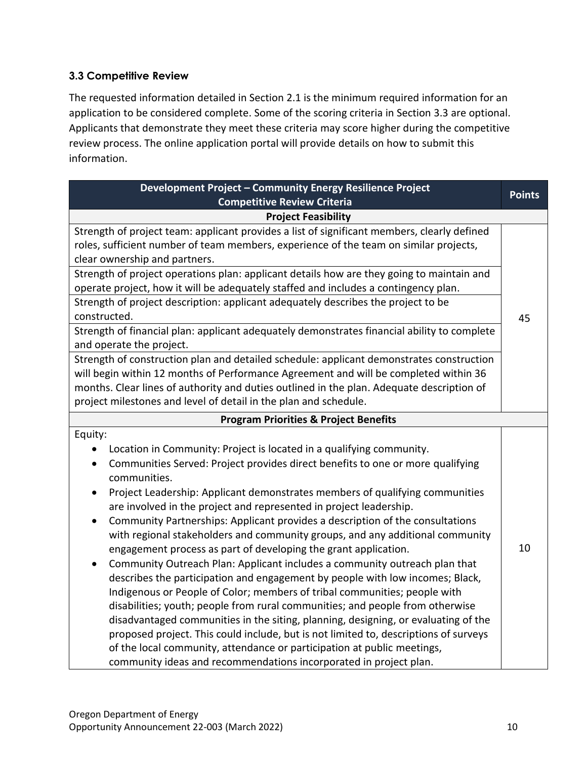### 3.3 Competitive Review

The requested information detailed in Section 2.1 is the minimum required information for an application to be considered complete. Some of the scoring criteria in Section 3.3 are optional. Applicants that demonstrate they meet these criteria may score higher during the competitive review process. The online application portal will provide details on how to submit this information.

| Development Project – Community Energy Resilience Project Competitive Review Criteria | Points |
|---|---|
| **Project Feasibility** | |
| Strength of project team: applicant provides a list of significant members, clearly defined roles, sufficient number of team members, experience of the team on similar projects, clear ownership and partners. | 45 |
| Strength of project operations plan: applicant details how are they going to maintain and operate project, how it will be adequately staffed and includes a contingency plan. | |
| Strength of project description: applicant adequately describes the project to be constructed. | |
| Strength of financial plan: applicant adequately demonstrates financial ability to complete and operate the project. | |
| Strength of construction plan and detailed schedule: applicant demonstrates construction will begin within 12 months of Performance Agreement and will be completed within 36 months. Clear lines of authority and duties outlined in the plan. Adequate description of project milestones and level of detail in the plan and schedule. | |
| **Program Priorities & Project Benefits** | |
| Equity:<br>• Location in Community: Project is located in a qualifying community.<br>• Communities Served: Project provides direct benefits to one or more qualifying communities.<br>• Project Leadership: Applicant demonstrates members of qualifying communities are involved in the project and represented in project leadership.<br>• Community Partnerships: Applicant provides a description of the consultations with regional stakeholders and community groups, and any additional community engagement process as part of developing the grant application.<br>• Community Outreach Plan: Applicant includes a community outreach plan that describes the participation and engagement by people with low incomes; Black, Indigenous or People of Color; members of tribal communities; people with disabilities; youth; people from rural communities; and people from otherwise disadvantaged communities in the siting, planning, designing, or evaluating of the proposed project. This could include, but is not limited to, descriptions of surveys of the local community, attendance or participation at public meetings, community ideas and recommendations incorporated in project plan. | 10 |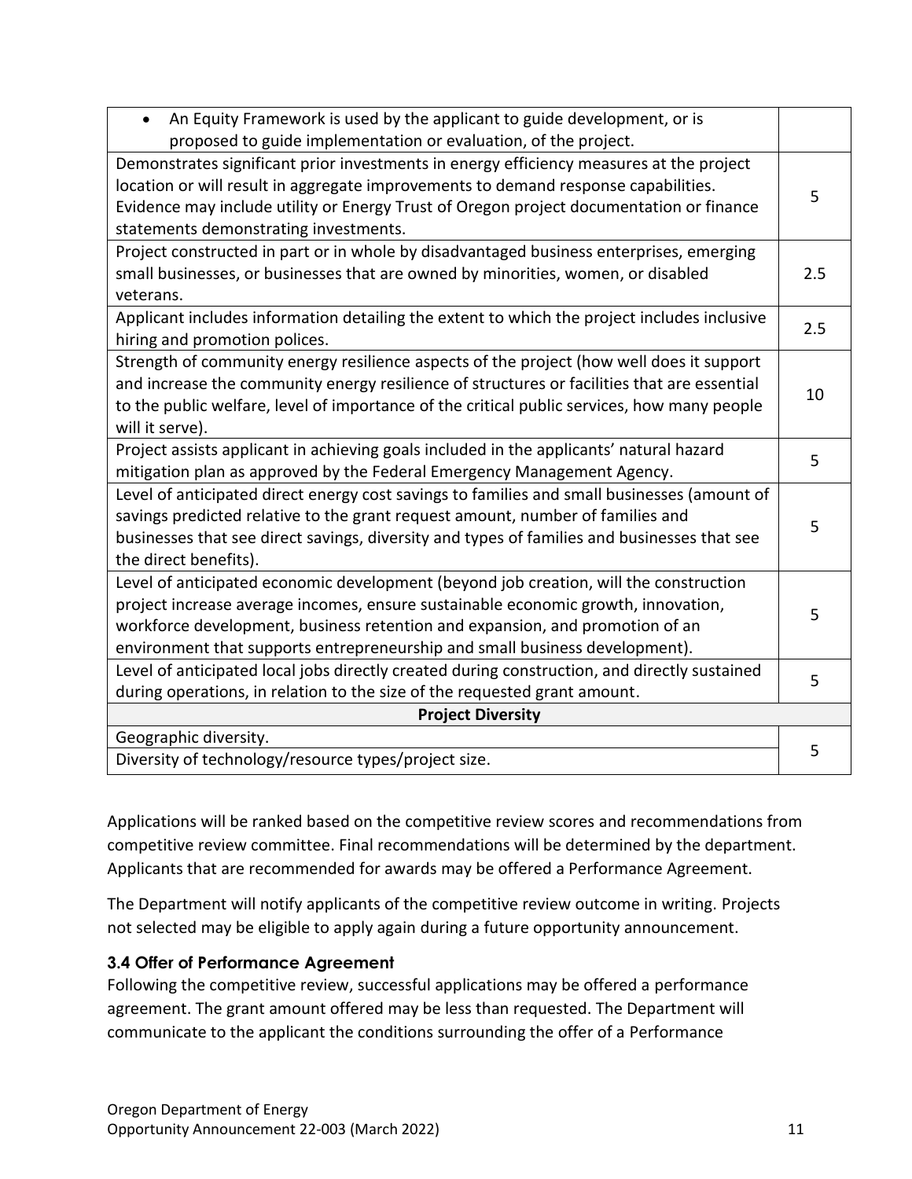| | |
|---|---|
| • An Equity Framework is used by the applicant to guide development, or is proposed to guide implementation or evaluation, of the project. | |
| Demonstrates significant prior investments in energy efficiency measures at the project location or will result in aggregate improvements to demand response capabilities. Evidence may include utility or Energy Trust of Oregon project documentation or finance statements demonstrating investments. | 5 |
| Project constructed in part or in whole by disadvantaged business enterprises, emerging small businesses, or businesses that are owned by minorities, women, or disabled veterans. | 2.5 |
| Applicant includes information detailing the extent to which the project includes inclusive hiring and promotion polices. | 2.5 |
| Strength of community energy resilience aspects of the project (how well does it support and increase the community energy resilience of structures or facilities that are essential to the public welfare, level of importance of the critical public services, how many people will it serve). | 10 |
| Project assists applicant in achieving goals included in the applicants' natural hazard mitigation plan as approved by the Federal Emergency Management Agency. | 5 |
| Level of anticipated direct energy cost savings to families and small businesses (amount of savings predicted relative to the grant request amount, number of families and businesses that see direct savings, diversity and types of families and businesses that see the direct benefits). | 5 |
| Level of anticipated economic development (beyond job creation, will the construction project increase average incomes, ensure sustainable economic growth, innovation, workforce development, business retention and expansion, and promotion of an environment that supports entrepreneurship and small business development). | 5 |
| Level of anticipated local jobs directly created during construction, and directly sustained during operations, in relation to the size of the requested grant amount. | 5 |
| **Project Diversity** | |
| Geographic diversity. | 5 |
| Diversity of technology/resource types/project size. | |

Applications will be ranked based on the competitive review scores and recommendations from competitive review committee. Final recommendations will be determined by the department. Applicants that are recommended for awards may be offered a Performance Agreement.

The Department will notify applicants of the competitive review outcome in writing. Projects not selected may be eligible to apply again during a future opportunity announcement.

### 3.4 Offer of Performance Agreement

Following the competitive review, successful applications may be offered a performance agreement. The grant amount offered may be less than requested. The Department will communicate to the applicant the conditions surrounding the offer of a Performance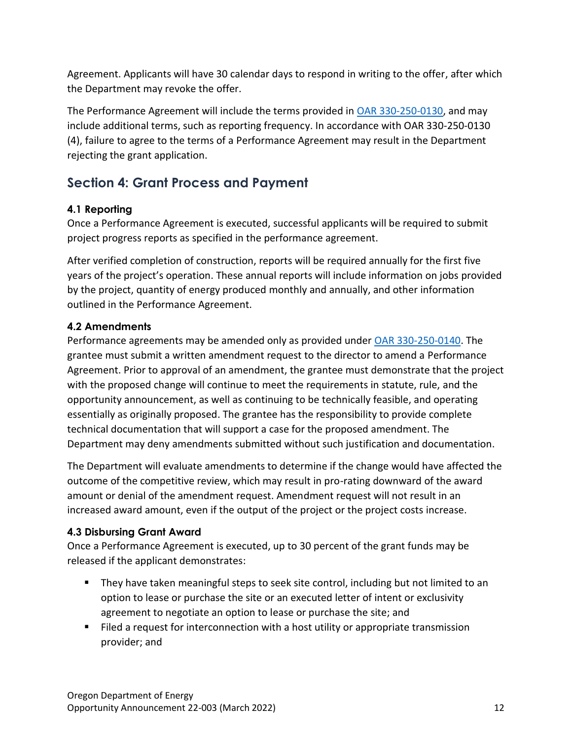Agreement. Applicants will have 30 calendar days to respond in writing to the offer, after which the Department may revoke the offer.

The Performance Agreement will include the terms provided in [OAR 330-250-0130](), and may include additional terms, such as reporting frequency. In accordance with OAR 330-250-0130 (4), failure to agree to the terms of a Performance Agreement may result in the Department rejecting the grant application.

## Section 4: Grant Process and Payment

### 4.1 Reporting

Once a Performance Agreement is executed, successful applicants will be required to submit project progress reports as specified in the performance agreement.

After verified completion of construction, reports will be required annually for the first five years of the project's operation. These annual reports will include information on jobs provided by the project, quantity of energy produced monthly and annually, and other information outlined in the Performance Agreement.

### 4.2 Amendments

Performance agreements may be amended only as provided under [OAR 330-250-0140](). The grantee must submit a written amendment request to the director to amend a Performance Agreement. Prior to approval of an amendment, the grantee must demonstrate that the project with the proposed change will continue to meet the requirements in statute, rule, and the opportunity announcement, as well as continuing to be technically feasible, and operating essentially as originally proposed. The grantee has the responsibility to provide complete technical documentation that will support a case for the proposed amendment. The Department may deny amendments submitted without such justification and documentation.

The Department will evaluate amendments to determine if the change would have affected the outcome of the competitive review, which may result in pro-rating downward of the award amount or denial of the amendment request. Amendment request will not result in an increased award amount, even if the output of the project or the project costs increase.

### 4.3 Disbursing Grant Award

Once a Performance Agreement is executed, up to 30 percent of the grant funds may be released if the applicant demonstrates:

- They have taken meaningful steps to seek site control, including but not limited to an option to lease or purchase the site or an executed letter of intent or exclusivity agreement to negotiate an option to lease or purchase the site; and
- Filed a request for interconnection with a host utility or appropriate transmission provider; and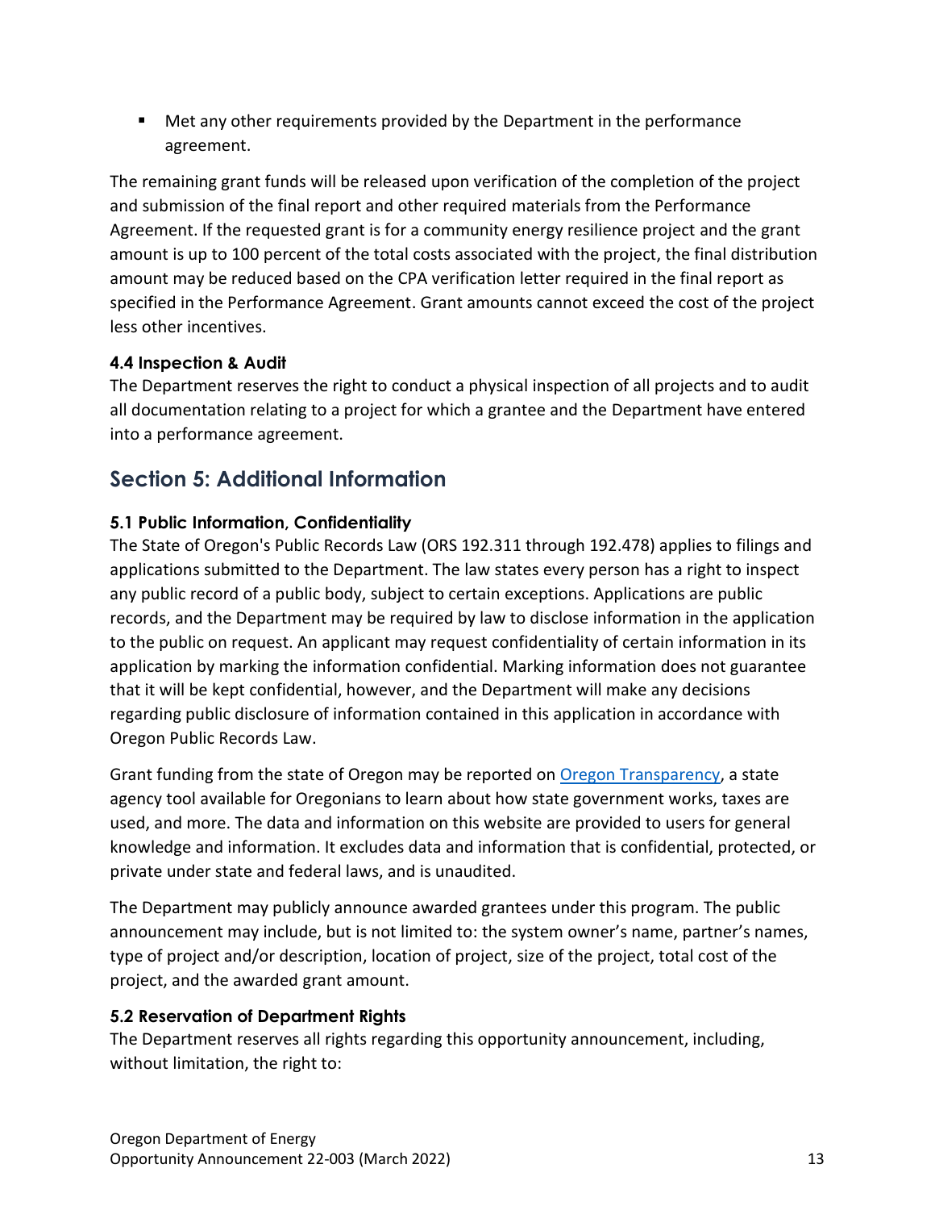- Met any other requirements provided by the Department in the performance agreement.

The remaining grant funds will be released upon verification of the completion of the project and submission of the final report and other required materials from the Performance Agreement. If the requested grant is for a community energy resilience project and the grant amount is up to 100 percent of the total costs associated with the project, the final distribution amount may be reduced based on the CPA verification letter required in the final report as specified in the Performance Agreement. Grant amounts cannot exceed the cost of the project less other incentives.

### 4.4 Inspection & Audit

The Department reserves the right to conduct a physical inspection of all projects and to audit all documentation relating to a project for which a grantee and the Department have entered into a performance agreement.

## Section 5: Additional Information

### 5.1 Public Information, Confidentiality

The State of Oregon's Public Records Law (ORS 192.311 through 192.478) applies to filings and applications submitted to the Department. The law states every person has a right to inspect any public record of a public body, subject to certain exceptions. Applications are public records, and the Department may be required by law to disclose information in the application to the public on request. An applicant may request confidentiality of certain information in its application by marking the information confidential. Marking information does not guarantee that it will be kept confidential, however, and the Department will make any decisions regarding public disclosure of information contained in this application in accordance with Oregon Public Records Law.

Grant funding from the state of Oregon may be reported on Oregon Transparency, a state agency tool available for Oregonians to learn about how state government works, taxes are used, and more. The data and information on this website are provided to users for general knowledge and information. It excludes data and information that is confidential, protected, or private under state and federal laws, and is unaudited.

The Department may publicly announce awarded grantees under this program. The public announcement may include, but is not limited to: the system owner's name, partner's names, type of project and/or description, location of project, size of the project, total cost of the project, and the awarded grant amount.

### 5.2 Reservation of Department Rights

The Department reserves all rights regarding this opportunity announcement, including, without limitation, the right to: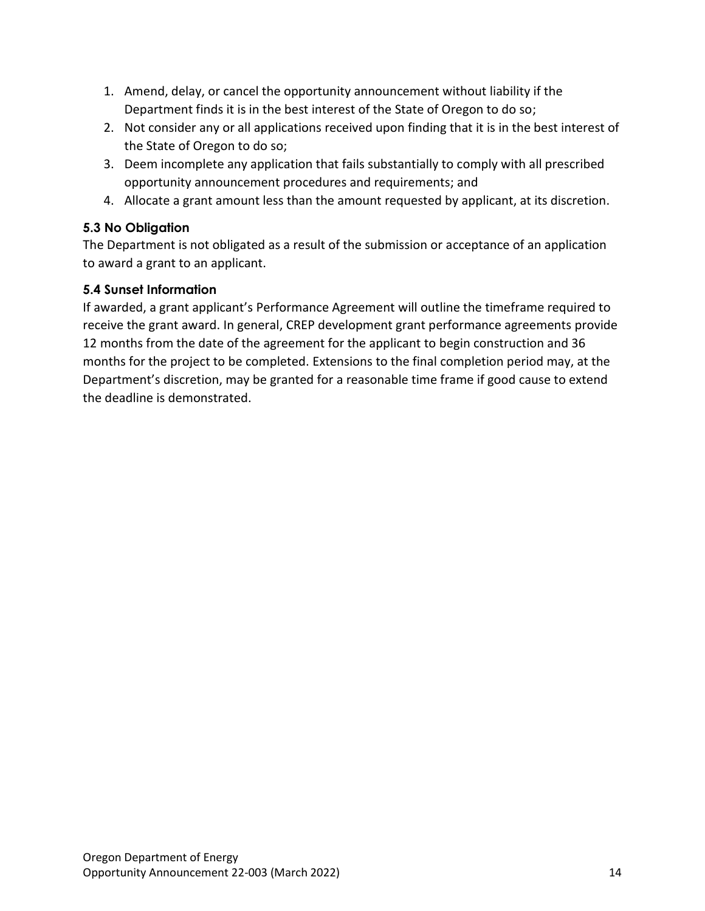1. Amend, delay, or cancel the opportunity announcement without liability if the Department finds it is in the best interest of the State of Oregon to do so;
2. Not consider any or all applications received upon finding that it is in the best interest of the State of Oregon to do so;
3. Deem incomplete any application that fails substantially to comply with all prescribed opportunity announcement procedures and requirements; and
4. Allocate a grant amount less than the amount requested by applicant, at its discretion.

### 5.3 No Obligation

The Department is not obligated as a result of the submission or acceptance of an application to award a grant to an applicant.

### 5.4 Sunset Information

If awarded, a grant applicant's Performance Agreement will outline the timeframe required to receive the grant award. In general, CREP development grant performance agreements provide 12 months from the date of the agreement for the applicant to begin construction and 36 months for the project to be completed. Extensions to the final completion period may, at the Department's discretion, may be granted for a reasonable time frame if good cause to extend the deadline is demonstrated.